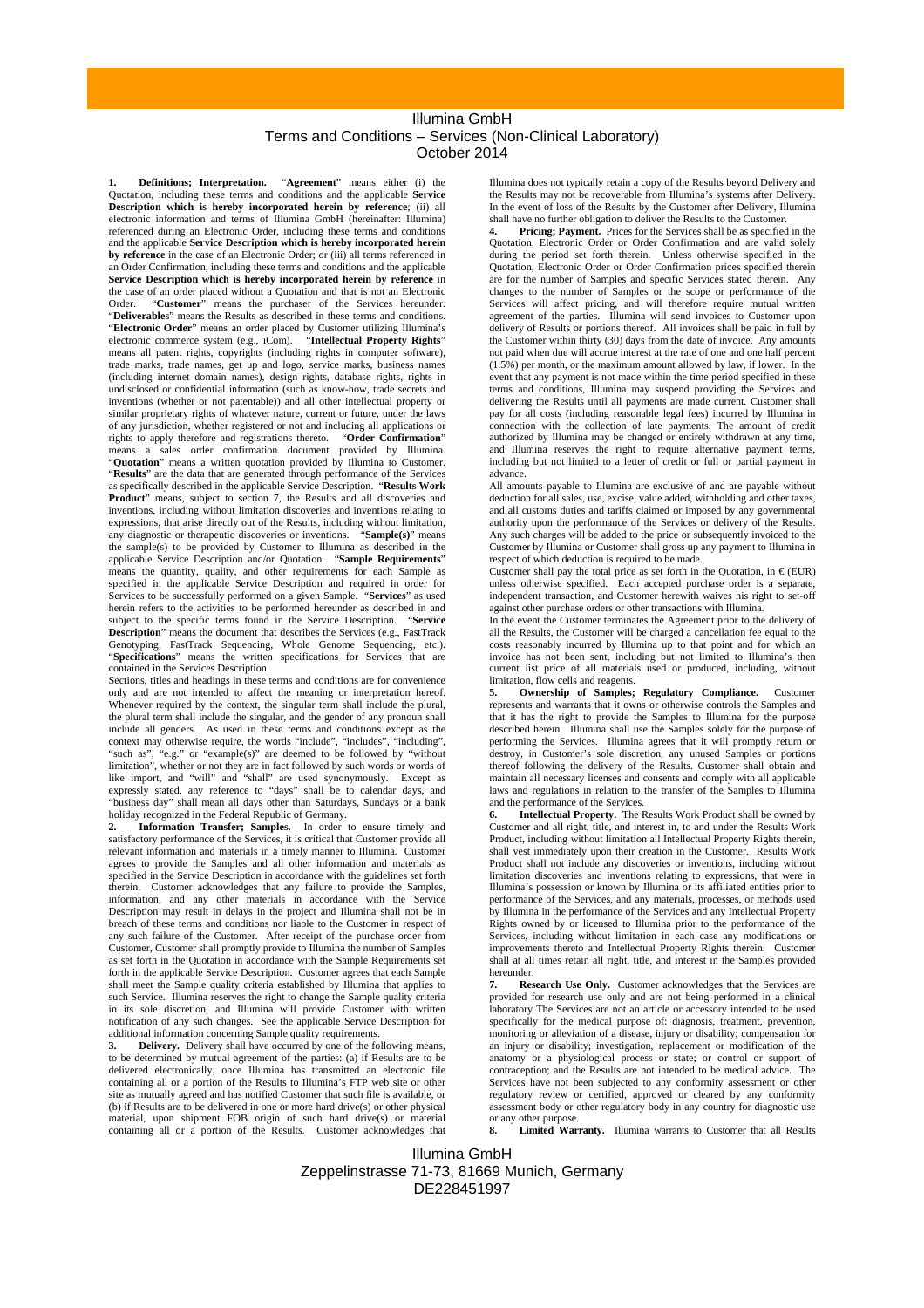# Illumina GmbH
## Terms and Conditions – Services (Non-Clinical Laboratory)
### October 2014

**1. Definitions; Interpretation.** "**Agreement**" means either (i) the Quotation, including these terms and conditions and the applicable **Service Description which is hereby incorporated herein by reference**; (ii) all electronic information and terms of Illumina GmbH (hereinafter: Illumina) referenced during an Electronic Order, including these terms and conditions and the applicable **Service Description which is hereby incorporated herein by reference** in the case of an Electronic Order; or (iii) all terms referenced in an Order Confirmation, including these terms and conditions and the applicable **Service Description which is hereby incorporated herein by reference** in the case of an order placed without a Quotation and that is not an Electronic Order. "**Customer**" means the purchaser of the Services hereunder. "**Deliverables**" means the Results as described in these terms and conditions. "**Electronic Order**" means an order placed by Customer utilizing Illumina's electronic commerce system (e.g., iCom). "**Intellectual Property Rights**" means all patent rights, copyrights (including rights in computer software), trade marks, trade names, get up and logo, service marks, business names (including internet domain names), design rights, database rights, rights in undisclosed or confidential information (such as know-how, trade secrets and inventions (whether or not patentable)) and all other intellectual property or similar proprietary rights of whatever nature, current or future, under the laws of any jurisdiction, whether registered or not and including all applications or rights to apply therefore and registrations thereto. "**Order Confirmation**" means a sales order confirmation document provided by Illumina. "**Quotation**" means a written quotation provided by Illumina to Customer. "**Results**" are the data that are generated through performance of the Services as specifically described in the applicable Service Description. "**Results Work Product**" means, subject to section 7, the Results and all discoveries and inventions, including without limitation discoveries and inventions relating to expressions, that arise directly out of the Results, including without limitation, any diagnostic or therapeutic discoveries or inventions. "**Sample(s)**" means the sample(s) to be provided by Customer to Illumina as described in the applicable Service Description and/or Quotation. "**Sample Requirements**" means the quantity, quality, and other requirements for each Sample as specified in the applicable Service Description and required in order for Services to be successfully performed on a given Sample. "**Services**" as used herein refers to the activities to be performed hereunder as described in and subject to the specific terms found in the Service Description. "**Service Description**" means the document that describes the Services (e.g., FastTrack Genotyping, FastTrack Sequencing, Whole Genome Sequencing, etc.). "**Specifications**" means the written specifications for Services that are contained in the Services Description.

Sections, titles and headings in these terms and conditions are for convenience only and are not intended to affect the meaning or interpretation hereof. Whenever required by the context, the singular term shall include the plural, the plural term shall include the singular, and the gender of any pronoun shall include all genders. As used in these terms and conditions except as the context may otherwise require, the words "include", "includes", "including", "such as", "e.g." or "example(s)" are deemed to be followed by "without limitation", whether or not they are in fact followed by such words or words of like import, and "will" and "shall" are used synonymously. Except as expressly stated, any reference to "days" shall be to calendar days, and "business day" shall mean all days other than Saturdays, Sundays or a bank holiday recognized in the Federal Republic of Germany.

**2. Information Transfer; Samples.** In order to ensure timely and satisfactory performance of the Services, it is critical that Customer provide all relevant information and materials in a timely manner to Illumina. Customer agrees to provide the Samples and all other information and materials as specified in the Service Description in accordance with the guidelines set forth therein. Customer acknowledges that any failure to provide the Samples, information, and any other materials in accordance with the Service Description may result in delays in the project and Illumina shall not be in breach of these terms and conditions nor liable to the Customer in respect of any such failure of the Customer. After receipt of the purchase order from Customer, Customer shall promptly provide to Illumina the number of Samples as set forth in the Quotation in accordance with the Sample Requirements set forth in the applicable Service Description. Customer agrees that each Sample shall meet the Sample quality criteria established by Illumina that applies to such Service. Illumina reserves the right to change the Sample quality criteria in its sole discretion, and Illumina will provide Customer with written notification of any such changes. See the applicable Service Description for additional information concerning Sample quality requirements.

**3. Delivery.** Delivery shall have occurred by one of the following means, to be determined by mutual agreement of the parties: (a) if Results are to be delivered electronically, once Illumina has transmitted an electronic file containing all or a portion of the Results to Illumina's FTP web site or other site as mutually agreed and has notified Customer that such file is available, or (b) if Results are to be delivered in one or more hard drive(s) or other physical material, upon shipment FOB origin of such hard drive(s) or material containing all or a portion of the Results. Customer acknowledges that Illumina does not typically retain a copy of the Results beyond Delivery and the Results may not be recoverable from Illumina's systems after Delivery. In the event of loss of the Results by the Customer after Delivery, Illumina shall have no further obligation to deliver the Results to the Customer.

**4. Pricing; Payment.** Prices for the Services shall be as specified in the Quotation, Electronic Order or Order Confirmation and are valid solely during the period set forth therein. Unless otherwise specified in the Quotation, Electronic Order or Order Confirmation prices specified therein are for the number of Samples and specific Services stated therein. Any changes to the number of Samples or the scope or performance of the Services will affect pricing, and will therefore require mutual written agreement of the parties. Illumina will send invoices to Customer upon delivery of Results or portions thereof. All invoices shall be paid in full by the Customer within thirty (30) days from the date of invoice. Any amounts not paid when due will accrue interest at the rate of one and one half percent (1.5%) per month, or the maximum amount allowed by law, if lower. In the event that any payment is not made within the time period specified in these terms and conditions, Illumina may suspend providing the Services and delivering the Results until all payments are made current. Customer shall pay for all costs (including reasonable legal fees) incurred by Illumina in connection with the collection of late payments. The amount of credit authorized by Illumina may be changed or entirely withdrawn at any time, and Illumina reserves the right to require alternative payment terms, including but not limited to a letter of credit or full or partial payment in advance.

All amounts payable to Illumina are exclusive of and are payable without deduction for all sales, use, excise, value added, withholding and other taxes, and all customs duties and tariffs claimed or imposed by any governmental authority upon the performance of the Services or delivery of the Results. Any such charges will be added to the price or subsequently invoiced to the Customer by Illumina or Customer shall gross up any payment to Illumina in respect of which deduction is required to be made.

Customer shall pay the total price as set forth in the Quotation, in € (EUR) unless otherwise specified. Each accepted purchase order is a separate, independent transaction, and Customer herewith waives his right to set-off against other purchase orders or other transactions with Illumina.

In the event the Customer terminates the Agreement prior to the delivery of all the Results, the Customer will be charged a cancellation fee equal to the costs reasonably incurred by Illumina up to that point and for which an invoice has not been sent, including but not limited to Illumina's then current list price of all materials used or produced, including, without limitation, flow cells and reagents.

**5. Ownership of Samples; Regulatory Compliance.** Customer represents and warrants that it owns or otherwise controls the Samples and that it has the right to provide the Samples to Illumina for the purpose described herein. Illumina shall use the Samples solely for the purpose of performing the Services. Illumina agrees that it will promptly return or destroy, in Customer's sole discretion, any unused Samples or portions thereof following the delivery of the Results. Customer shall obtain and maintain all necessary licenses and consents and comply with all applicable laws and regulations in relation to the transfer of the Samples to Illumina and the performance of the Services.

**6. Intellectual Property.** The Results Work Product shall be owned by Customer and all right, title, and interest in, to and under the Results Work Product, including without limitation all Intellectual Property Rights therein, shall vest immediately upon their creation in the Customer. Results Work Product shall not include any discoveries or inventions, including without limitation discoveries and inventions relating to expressions, that were in Illumina's possession or known by Illumina or its affiliated entities prior to performance of the Services, and any materials, processes, or methods used by Illumina in the performance of the Services and any Intellectual Property Rights owned by or licensed to Illumina prior to the performance of the Services, including without limitation in each case any modifications or improvements thereto and Intellectual Property Rights therein. Customer shall at all times retain all right, title, and interest in the Samples provided hereunder.

**7. Research Use Only.** Customer acknowledges that the Services are provided for research use only and are not being performed in a clinical laboratory The Services are not an article or accessory intended to be used specifically for the medical purpose of: diagnosis, treatment, prevention, monitoring or alleviation of a disease, injury or disability; compensation for an injury or disability; investigation, replacement or modification of the anatomy or a physiological process or state; or control or support of contraception; and the Results are not intended to be medical advice. The Services have not been subjected to any conformity assessment or other regulatory review or certified, approved or cleared by any conformity assessment body or other regulatory body in any country for diagnostic use or any other purpose.

**8. Limited Warranty.** Illumina warrants to Customer that all Results

Illumina GmbH
Zeppelinstrasse 71-73, 81669 Munich, Germany
DE228451997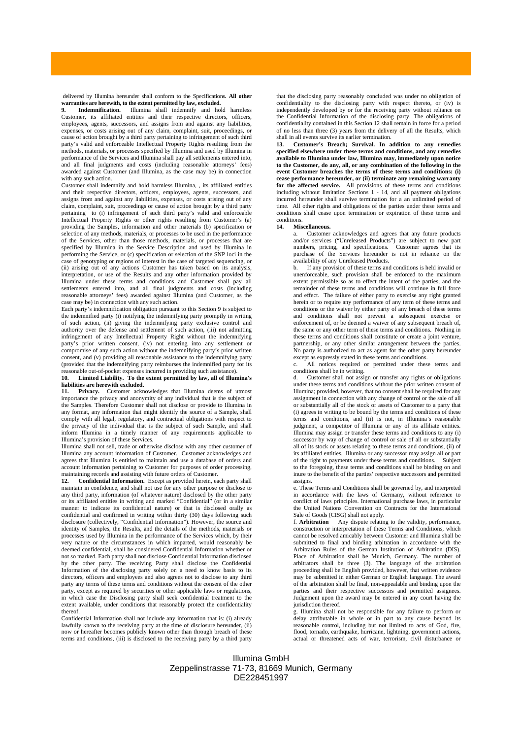delivered by Illumina hereunder shall conform to the Specifications**.** **All other warranties are herewith, to the extent permitted by law, excluded.**

**9. Indemnification.** Illumina shall indemnify and hold harmless Customer, its affiliated entities and their respective directors, officers, employees, agents, successors, and assigns from and against any liabilities, expenses, or costs arising out of any claim, complaint, suit, proceedings, or cause of action brought by a third party pertaining to infringement of such third party's valid and enforceable Intellectual Property Rights resulting from the methods, materials, or processes specified by Illumina and used by Illumina in performance of the Services and Illumina shall pay all settlements entered into, and all final judgments and costs (including reasonable attorneys' fees) awarded against Customer (and Illumina, as the case may be) in connection with any such action.

Customer shall indemnify and hold harmless Illumina, , its affiliated entities and their respective directors, officers, employees, agents, successors, and assigns from and against any liabilities, expenses, or costs arising out of any claim, complaint, suit, proceedings or cause of action brought by a third party pertaining to (i) infringement of such third party's valid and enforceable Intellectual Property Rights or other rights resulting from Customer's (a) providing the Samples, information and other materials (b) specification or selection of any methods, materials, or processes to be used in the performance of the Services, other than those methods, materials, or processes that are specified by Illumina in the Service Description and used by Illumina in performing the Service, or (c) specification or selection of the SNP loci in the case of genotyping or regions of interest in the case of targeted sequencing, or (ii) arising out of any actions Customer has taken based on its analysis, interpretation, or use of the Results and any other information provided by Illumina under these terms and conditions and Customer shall pay all settlements entered into, and all final judgments and costs (including reasonable attorneys' fees) awarded against Illumina (and Customer, as the case may be) in connection with any such action.

Each party's indemnification obligation pursuant to this Section 9 is subject to the indemnified party (i) notifying the indemnifying party promptly in writing of such action, (ii) giving the indemnifying party exclusive control and authority over the defense and settlement of such action, (iii) not admitting infringement of any Intellectual Property Right without the indemnifying party's prior written consent, (iv) not entering into any settlement or compromise of any such action without the indemnifying party's prior written consent, and (v) providing all reasonable assistance to the indemnifying party (provided that the indemnifying party reimburses the indemnified party for its reasonable out-of-pocket expenses incurred in providing such assistance).

**10. Limited Liability. To the extent permitted by law, all of Illumina's liabilities are herewith excluded.**

**11. Privacy.** Customer acknowledges that Illumina deems of utmost importance the privacy and anonymity of any individual that is the subject of the Samples. Therefore Customer shall not disclose or provide to Illumina in any format, any information that might identify the source of a Sample, shall comply with all legal, regulatory, and contractual obligations with respect to the privacy of the individual that is the subject of such Sample, and shall inform Illumina in a timely manner of any requirements applicable to Illumina's provision of these Services.

Illumina shall not sell, trade or otherwise disclose with any other customer of Illumina any account information of Customer. Customer acknowledges and agrees that Illumina is entitled to maintain and use a database of orders and account information pertaining to Customer for purposes of order processing, maintaining records and assisting with future orders of Customer.

**12. Confidential Information.** Except as provided herein, each party shall maintain in confidence, and shall not use for any other purpose or disclose to any third party, information (of whatever nature) disclosed by the other party or its affiliated entities in writing and marked "Confidential" (or in a similar manner to indicate its confidential nature) or that is disclosed orally as confidential and confirmed in writing within thirty (30) days following such disclosure (collectively, "Confidential Information"). However, the source and identity of Samples, the Results, and the details of the methods, materials or processes used by Illumina in the performance of the Services which, by their very nature or the circumstances in which imparted, would reasonably be deemed confidential, shall be considered Confidential Information whether or not so marked. Each party shall not disclose Confidential Information disclosed by the other party. The receiving Party shall disclose the Confidential Information of the disclosing party solely on a need to know basis to its directors, officers and employees and also agrees not to disclose to any third party any terms of these terms and conditions without the consent of the other party, except as required by securities or other applicable laws or regulations, in which case the Disclosing party shall seek confidential treatment to the extent available, under conditions that reasonably protect the confidentiality thereof.

Confidential Information shall not include any information that is: (i) already lawfully known to the receiving party at the time of disclosure hereunder, (ii) now or hereafter becomes publicly known other than through breach of these terms and conditions, (iii) is disclosed to the receiving party by a third party that the disclosing party reasonably concluded was under no obligation of confidentiality to the disclosing party with respect thereto, or (iv) is independently developed by or for the receiving party without reliance on the Confidential Information of the disclosing party. The obligations of confidentiality contained in this Section 12 shall remain in force for a period of no less than three (3) years from the delivery of all the Results, which shall in all events survive its earlier termination.

**13. Customer's Breach; Survival. In addition to any remedies specified elsewhere under these terms and conditions, and any remedies available to Illumina under law, Illumina may, immediately upon notice to the Customer, do any, all, or any combination of the following in the event Customer breaches the terms of these terms and conditions: (i) cease performance hereunder, or (ii) terminate any remaining warranty for the affected service.** All provisions of these terms and conditions including without limitation Sections 1 - 14, and all payment obligations incurred hereunder shall survive termination for a an unlimited period of time. All other rights and obligations of the parties under these terms and conditions shall cease upon termination or expiration of these terms and conditions.

**14. Miscellaneous.**

a. Customer acknowledges and agrees that any future products and/or services ("Unreleased Products") are subject to new part numbers, pricing, and specifications. Customer agrees that its purchase of the Services hereunder is not in reliance on the availability of any Unreleased Products.

b. If any provision of these terms and conditions is held invalid or unenforceable, such provision shall be enforced to the maximum extent permissible so as to effect the intent of the parties, and the remainder of these terms and conditions will continue in full force and effect. The failure of either party to exercise any right granted herein or to require any performance of any term of these terms and conditions or the waiver by either party of any breach of these terms and conditions shall not prevent a subsequent exercise or enforcement of, or be deemed a waiver of any subsequent breach of, the same or any other term of these terms and conditions. Nothing in these terms and conditions shall constitute or create a joint venture, partnership, or any other similar arrangement between the parties. No party is authorized to act as agent for the other party hereunder except as expressly stated in these terms and conditions.

c. All notices required or permitted under these terms and conditions shall be in writing.

d. Customer shall not assign or transfer any rights or obligations under these terms and conditions without the prior written consent of Illumina; provided, however, that no consent shall be required for any assignment in connection with any change of control or the sale of all or substantially all of the stock or assets of Customer to a party that (i) agrees in writing to be bound by the terms and conditions of these terms and conditions, and (ii) is not, in Illumina's reasonable judgment, a competitor of Illumina or any of its affiliate entities. Illumina may assign or transfer these terms and conditions to any (i) successor by way of change of control or sale of all or substantially all of its stock or assets relating to these terms and conditions, (ii) of its affiliated entities. Illumina or any successor may assign all or part of the right to payments under these terms and conditions. Subject to the foregoing, these terms and conditions shall be binding on and inure to the benefit of the parties' respective successors and permitted assigns.

e. These Terms and Conditions shall be governed by, and interpreted in accordance with the laws of Germany, without reference to conflict of laws principles. International purchase laws, in particular the United Nations Convention on Contracts for the International Sale of Goods (CISG) shall not apply.

f. **Arbitration** Any dispute relating to the validity, performance, construction or interpretation of these Terms and Conditions, which cannot be resolved amicably between Customer and Illumina shall be submitted to final and binding arbitration in accordance with the Arbitration Rules of the German Institution of Arbitration (DIS). Place of Arbitration shall be Munich, Germany. The number of arbitrators shall be three (3). The language of the arbitration proceeding shall be English provided, however, that written evidence may be submitted in either German or English language. The award of the arbitration shall be final, non-appealable and binding upon the parties and their respective successors and permitted assignees. Judgement upon the award may be entered in any court having the jurisdiction thereof.

g. Illumina shall not be responsible for any failure to perform or delay attributable in whole or in part to any cause beyond its reasonable control, including but not limited to acts of God, fire, flood, tornado, earthquake, hurricane, lightning, government actions, actual or threatened acts of war, terrorism, civil disturbance or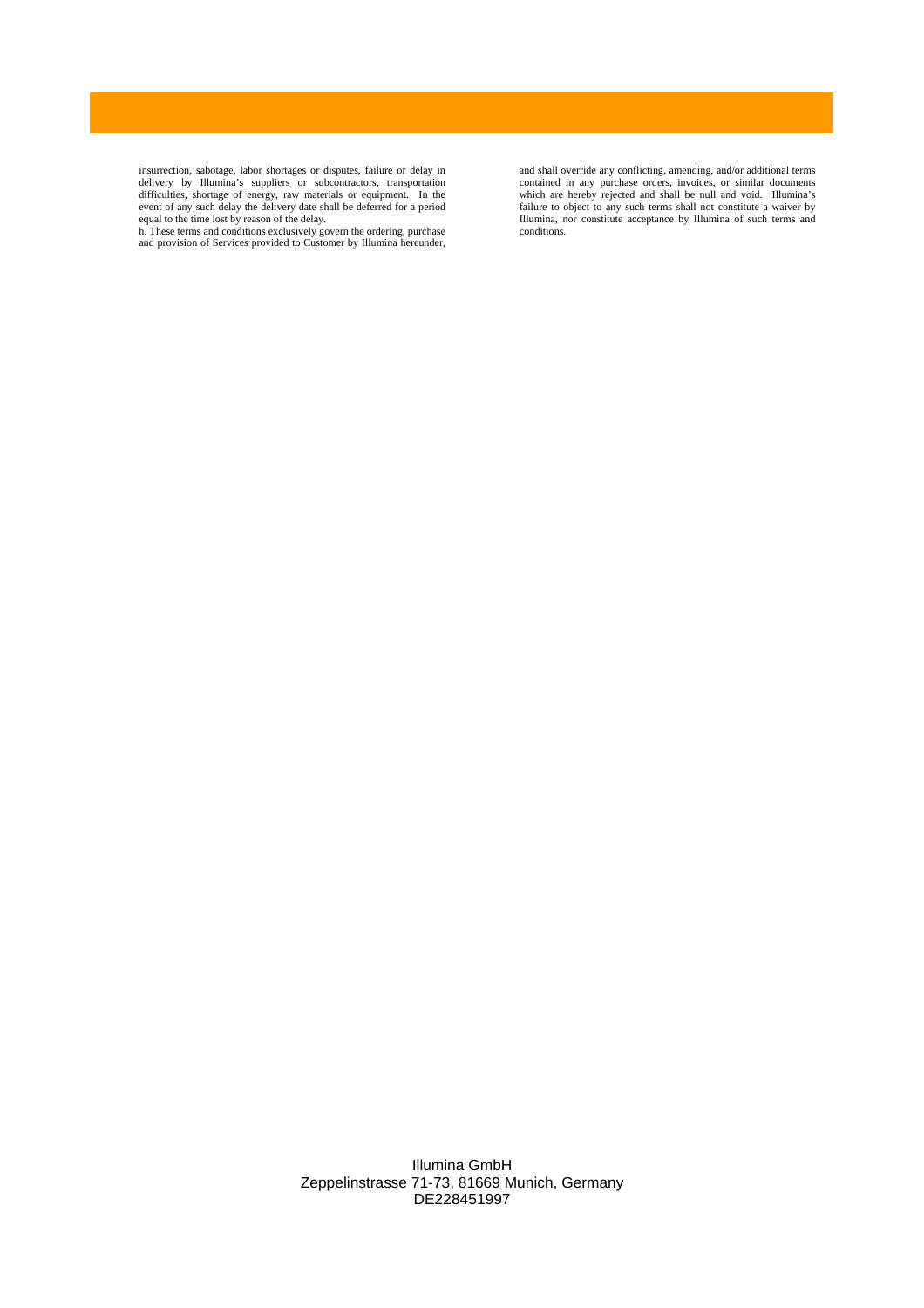insurrection, sabotage, labor shortages or disputes, failure or delay in delivery by Illumina's suppliers or subcontractors, transportation difficulties, shortage of energy, raw materials or equipment. In the event of any such delay the delivery date shall be deferred for a period equal to the time lost by reason of the delay.

h. These terms and conditions exclusively govern the ordering, purchase and provision of Services provided to Customer by Illumina hereunder, and shall override any conflicting, amending, and/or additional terms contained in any purchase orders, invoices, or similar documents which are hereby rejected and shall be null and void. Illumina's failure to object to any such terms shall not constitute a waiver by Illumina, nor constitute acceptance by Illumina of such terms and conditions.

Illumina GmbH
Zeppelinstrasse 71-73, 81669 Munich, Germany
DE228451997